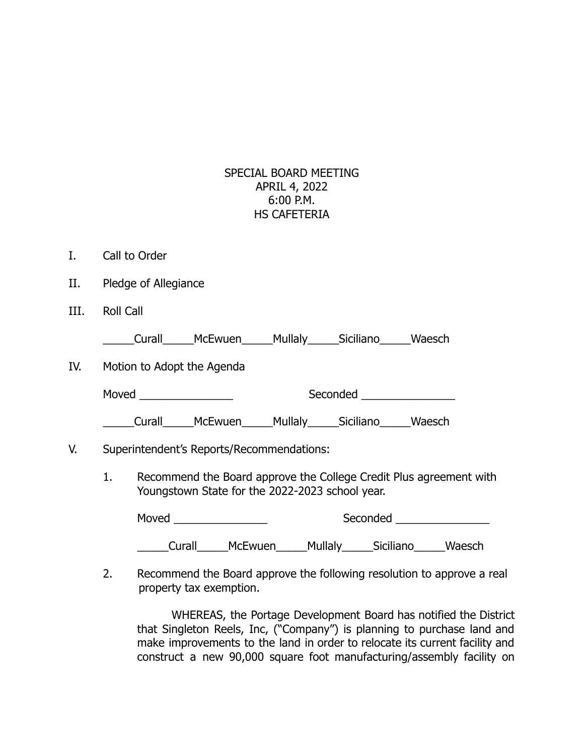SPECIAL BOARD MEETING
APRIL 4, 2022
6:00 P.M.
HS CAFETERIA

I. Call to Order

II. Pledge of Allegiance

III. Roll Call

_____Curall_____McEwuen_____Mullaly_____Siciliano_____Waesch

IV. Motion to Adopt the Agenda

Moved _______________ Seconded _______________

_____Curall_____McEwuen_____Mullaly_____Siciliano_____Waesch

V. Superintendent's Reports/Recommendations:

1. Recommend the Board approve the College Credit Plus agreement with Youngstown State for the 2022-2023 school year.

   Moved _______________ Seconded _______________

   _____Curall_____McEwuen_____Mullaly_____Siciliano_____Waesch

2. Recommend the Board approve the following resolution to approve a real property tax exemption.

   WHEREAS, the Portage Development Board has notified the District that Singleton Reels, Inc, ("Company") is planning to purchase land and make improvements to the land in order to relocate its current facility and construct a new 90,000 square foot manufacturing/assembly facility on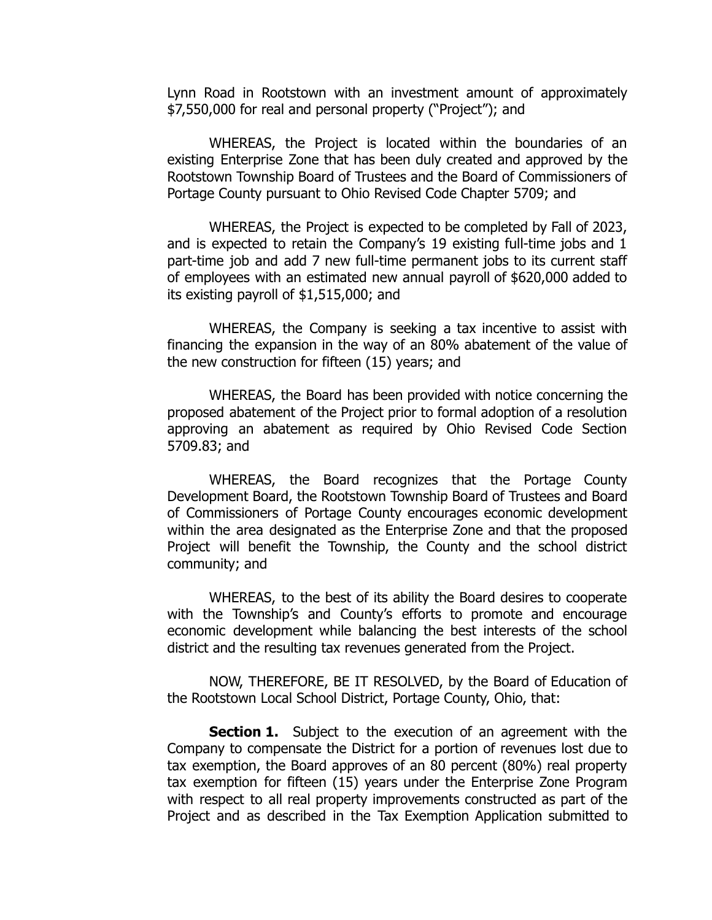Lynn Road in Rootstown with an investment amount of approximately $7,550,000 for real and personal property ("Project"); and

WHEREAS, the Project is located within the boundaries of an existing Enterprise Zone that has been duly created and approved by the Rootstown Township Board of Trustees and the Board of Commissioners of Portage County pursuant to Ohio Revised Code Chapter 5709; and

WHEREAS, the Project is expected to be completed by Fall of 2023, and is expected to retain the Company's 19 existing full-time jobs and 1 part-time job and add 7 new full-time permanent jobs to its current staff of employees with an estimated new annual payroll of $620,000 added to its existing payroll of $1,515,000; and

WHEREAS, the Company is seeking a tax incentive to assist with financing the expansion in the way of an 80% abatement of the value of the new construction for fifteen (15) years; and

WHEREAS, the Board has been provided with notice concerning the proposed abatement of the Project prior to formal adoption of a resolution approving an abatement as required by Ohio Revised Code Section 5709.83; and

WHEREAS, the Board recognizes that the Portage County Development Board, the Rootstown Township Board of Trustees and Board of Commissioners of Portage County encourages economic development within the area designated as the Enterprise Zone and that the proposed Project will benefit the Township, the County and the school district community; and

WHEREAS, to the best of its ability the Board desires to cooperate with the Township's and County's efforts to promote and encourage economic development while balancing the best interests of the school district and the resulting tax revenues generated from the Project.

NOW, THEREFORE, BE IT RESOLVED, by the Board of Education of the Rootstown Local School District, Portage County, Ohio, that:

**Section 1.** Subject to the execution of an agreement with the Company to compensate the District for a portion of revenues lost due to tax exemption, the Board approves of an 80 percent (80%) real property tax exemption for fifteen (15) years under the Enterprise Zone Program with respect to all real property improvements constructed as part of the Project and as described in the Tax Exemption Application submitted to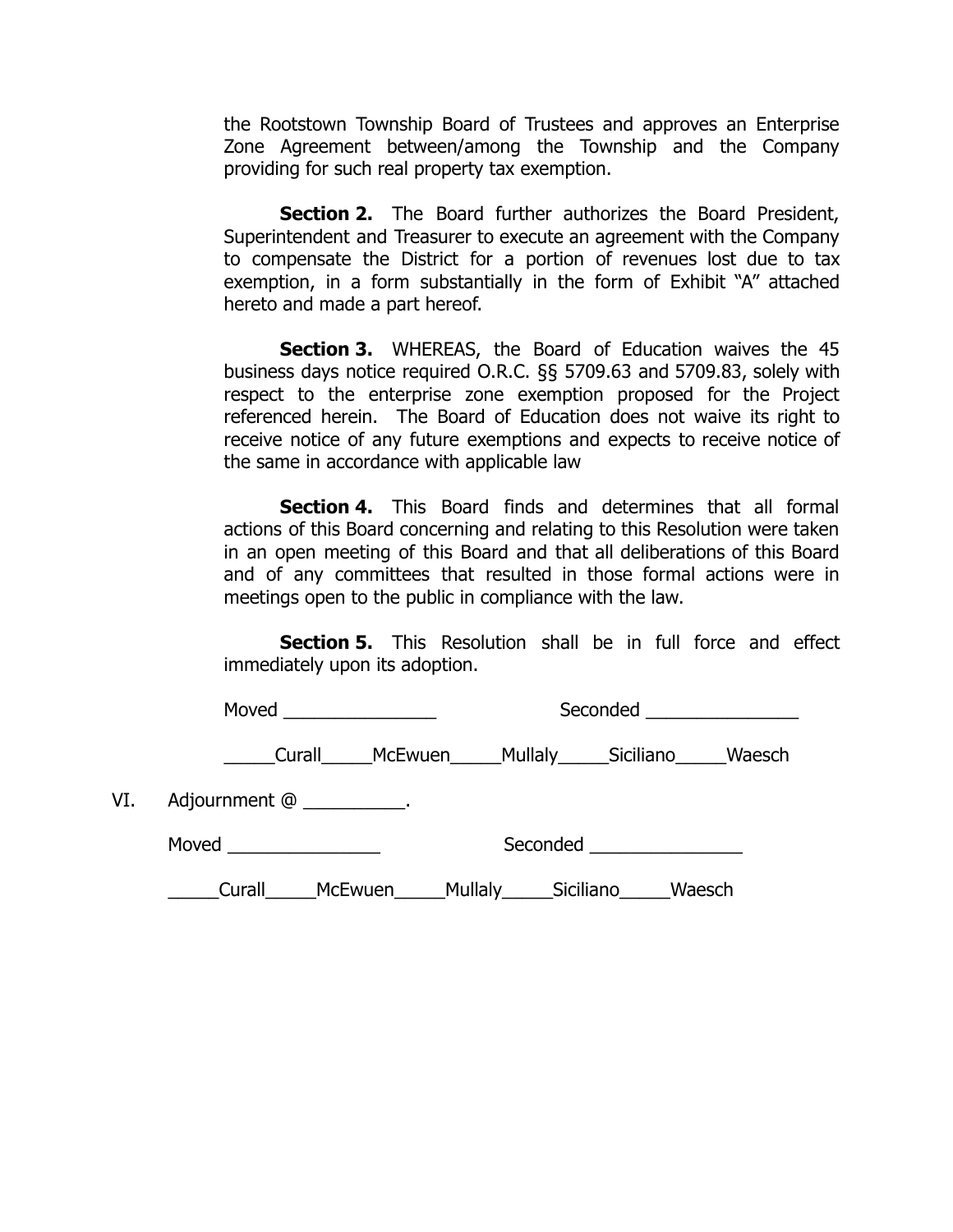the Rootstown Township Board of Trustees and approves an Enterprise Zone Agreement between/among the Township and the Company providing for such real property tax exemption.

**Section 2.** The Board further authorizes the Board President, Superintendent and Treasurer to execute an agreement with the Company to compensate the District for a portion of revenues lost due to tax exemption, in a form substantially in the form of Exhibit "A" attached hereto and made a part hereof.

**Section 3.** WHEREAS, the Board of Education waives the 45 business days notice required O.R.C. §§ 5709.63 and 5709.83, solely with respect to the enterprise zone exemption proposed for the Project referenced herein. The Board of Education does not waive its right to receive notice of any future exemptions and expects to receive notice of the same in accordance with applicable law

**Section 4.** This Board finds and determines that all formal actions of this Board concerning and relating to this Resolution were taken in an open meeting of this Board and that all deliberations of this Board and of any committees that resulted in those formal actions were in meetings open to the public in compliance with the law.

**Section 5.** This Resolution shall be in full force and effect immediately upon its adoption.

Moved _______________ Seconded _______________

_____Curall_____McEwuen_____Mullaly_____Siciliano_____Waesch

VI. Adjournment @ __________.

Moved _______________ Seconded _______________

_____Curall_____McEwuen_____Mullaly_____Siciliano_____Waesch